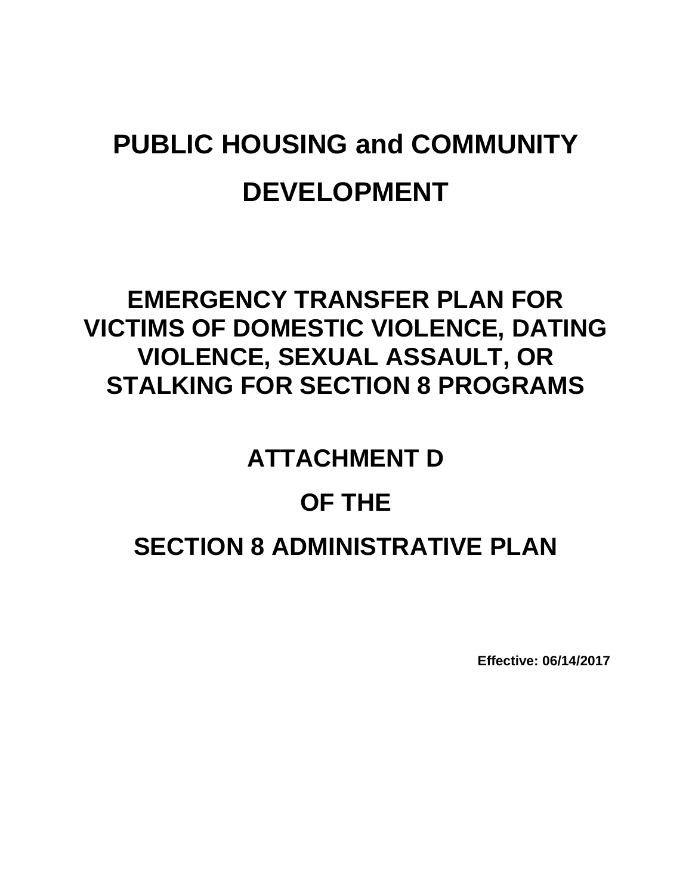# PUBLIC HOUSING and COMMUNITY DEVELOPMENT

## EMERGENCY TRANSFER PLAN FOR VICTIMS OF DOMESTIC VIOLENCE, DATING VIOLENCE, SEXUAL ASSAULT, OR STALKING FOR SECTION 8 PROGRAMS

## ATTACHMENT D

## OF THE

## SECTION 8 ADMINISTRATIVE PLAN

**Effective: 06/14/2017**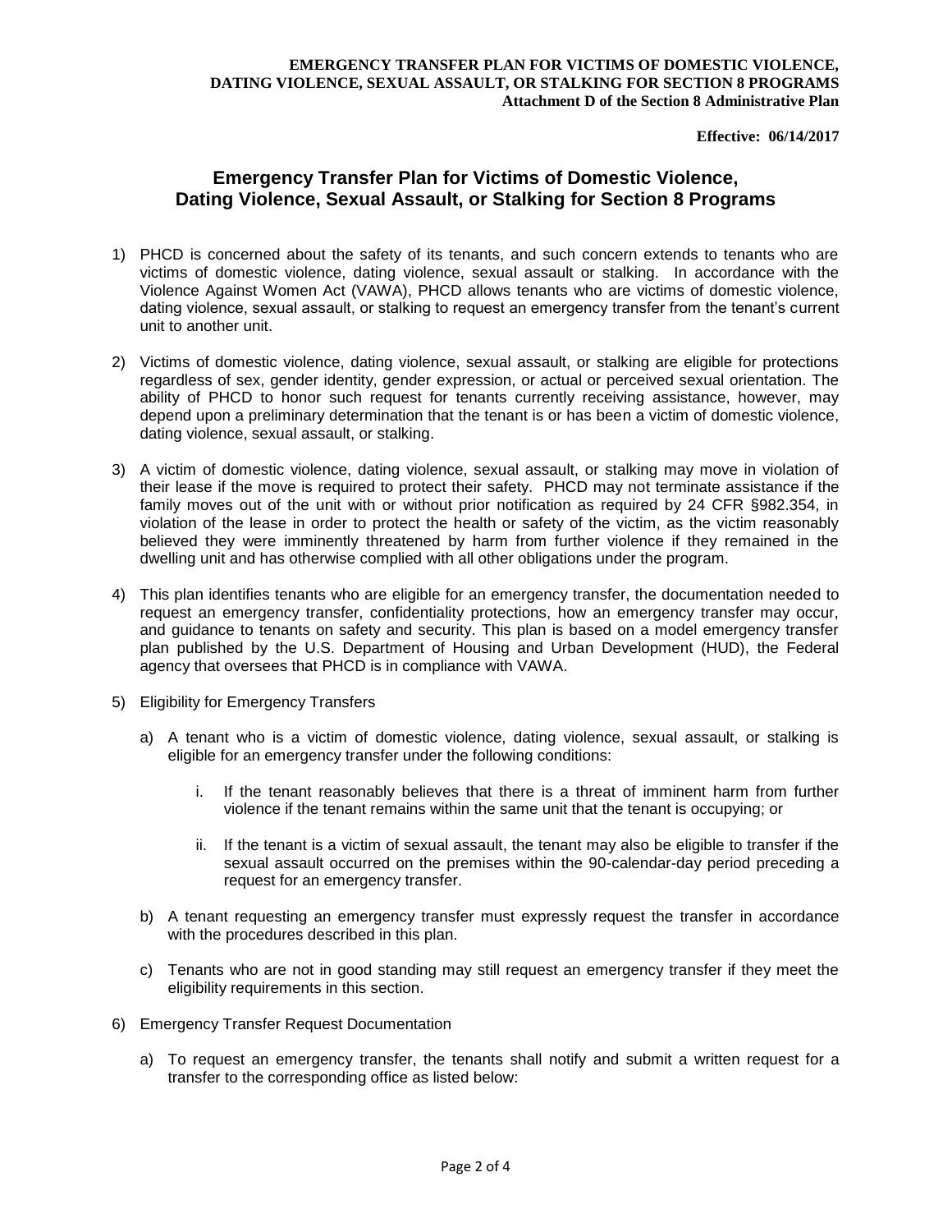**Effective: 06/14/2017**

## Emergency Transfer Plan for Victims of Domestic Violence, Dating Violence, Sexual Assault, or Stalking for Section 8 Programs

1) PHCD is concerned about the safety of its tenants, and such concern extends to tenants who are victims of domestic violence, dating violence, sexual assault or stalking. In accordance with the Violence Against Women Act (VAWA), PHCD allows tenants who are victims of domestic violence, dating violence, sexual assault, or stalking to request an emergency transfer from the tenant's current unit to another unit.

2) Victims of domestic violence, dating violence, sexual assault, or stalking are eligible for protections regardless of sex, gender identity, gender expression, or actual or perceived sexual orientation. The ability of PHCD to honor such request for tenants currently receiving assistance, however, may depend upon a preliminary determination that the tenant is or has been a victim of domestic violence, dating violence, sexual assault, or stalking.

3) A victim of domestic violence, dating violence, sexual assault, or stalking may move in violation of their lease if the move is required to protect their safety. PHCD may not terminate assistance if the family moves out of the unit with or without prior notification as required by 24 CFR §982.354, in violation of the lease in order to protect the health or safety of the victim, as the victim reasonably believed they were imminently threatened by harm from further violence if they remained in the dwelling unit and has otherwise complied with all other obligations under the program.

4) This plan identifies tenants who are eligible for an emergency transfer, the documentation needed to request an emergency transfer, confidentiality protections, how an emergency transfer may occur, and guidance to tenants on safety and security. This plan is based on a model emergency transfer plan published by the U.S. Department of Housing and Urban Development (HUD), the Federal agency that oversees that PHCD is in compliance with VAWA.

5) Eligibility for Emergency Transfers

   a) A tenant who is a victim of domestic violence, dating violence, sexual assault, or stalking is eligible for an emergency transfer under the following conditions:

      i. If the tenant reasonably believes that there is a threat of imminent harm from further violence if the tenant remains within the same unit that the tenant is occupying; or

      ii. If the tenant is a victim of sexual assault, the tenant may also be eligible to transfer if the sexual assault occurred on the premises within the 90-calendar-day period preceding a request for an emergency transfer.

   b) A tenant requesting an emergency transfer must expressly request the transfer in accordance with the procedures described in this plan.

   c) Tenants who are not in good standing may still request an emergency transfer if they meet the eligibility requirements in this section.

6) Emergency Transfer Request Documentation

   a) To request an emergency transfer, the tenants shall notify and submit a written request for a transfer to the corresponding office as listed below: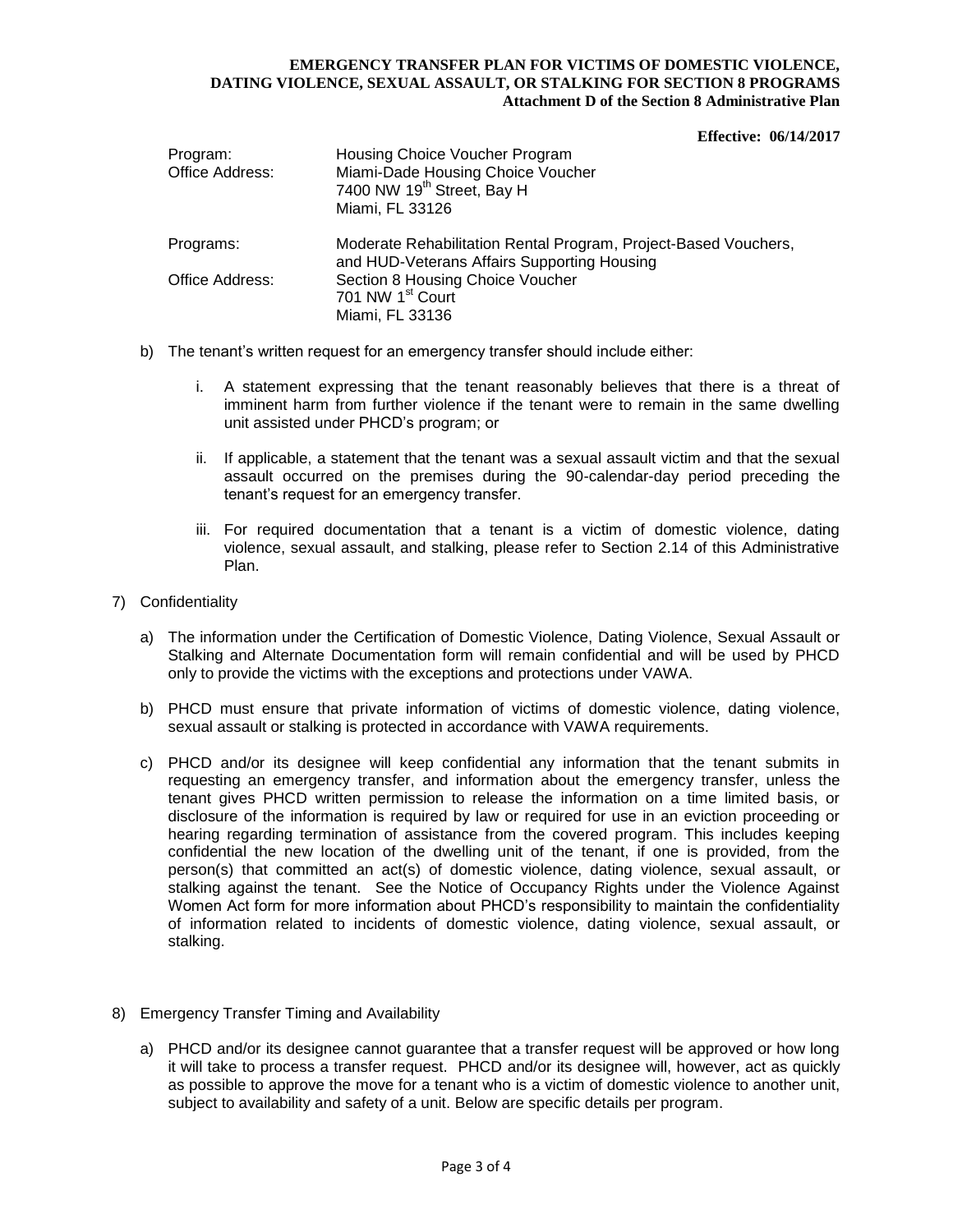**EMERGENCY TRANSFER PLAN FOR VICTIMS OF DOMESTIC VIOLENCE, DATING VIOLENCE, SEXUAL ASSAULT, OR STALKING FOR SECTION 8 PROGRAMS**
**Attachment D of the Section 8 Administrative Plan**

**Effective: 06/14/2017**

| | |
|---|---|
| Program: | Housing Choice Voucher Program |
| Office Address: | Miami-Dade Housing Choice Voucher<br>7400 NW 19th Street, Bay H<br>Miami, FL 33126 |
| Programs: | Moderate Rehabilitation Rental Program, Project-Based Vouchers, and HUD-Veterans Affairs Supporting Housing |
| Office Address: | Section 8 Housing Choice Voucher<br>701 NW 1st Court<br>Miami, FL 33136 |

b) The tenant's written request for an emergency transfer should include either:

   i. A statement expressing that the tenant reasonably believes that there is a threat of imminent harm from further violence if the tenant were to remain in the same dwelling unit assisted under PHCD's program; or

   ii. If applicable, a statement that the tenant was a sexual assault victim and that the sexual assault occurred on the premises during the 90-calendar-day period preceding the tenant's request for an emergency transfer.

   iii. For required documentation that a tenant is a victim of domestic violence, dating violence, sexual assault, and stalking, please refer to Section 2.14 of this Administrative Plan.

7) Confidentiality

   a) The information under the Certification of Domestic Violence, Dating Violence, Sexual Assault or Stalking and Alternate Documentation form will remain confidential and will be used by PHCD only to provide the victims with the exceptions and protections under VAWA.

   b) PHCD must ensure that private information of victims of domestic violence, dating violence, sexual assault or stalking is protected in accordance with VAWA requirements.

   c) PHCD and/or its designee will keep confidential any information that the tenant submits in requesting an emergency transfer, and information about the emergency transfer, unless the tenant gives PHCD written permission to release the information on a time limited basis, or disclosure of the information is required by law or required for use in an eviction proceeding or hearing regarding termination of assistance from the covered program. This includes keeping confidential the new location of the dwelling unit of the tenant, if one is provided, from the person(s) that committed an act(s) of domestic violence, dating violence, sexual assault, or stalking against the tenant. See the Notice of Occupancy Rights under the Violence Against Women Act form for more information about PHCD's responsibility to maintain the confidentiality of information related to incidents of domestic violence, dating violence, sexual assault, or stalking.

8) Emergency Transfer Timing and Availability

   a) PHCD and/or its designee cannot guarantee that a transfer request will be approved or how long it will take to process a transfer request. PHCD and/or its designee will, however, act as quickly as possible to approve the move for a tenant who is a victim of domestic violence to another unit, subject to availability and safety of a unit. Below are specific details per program.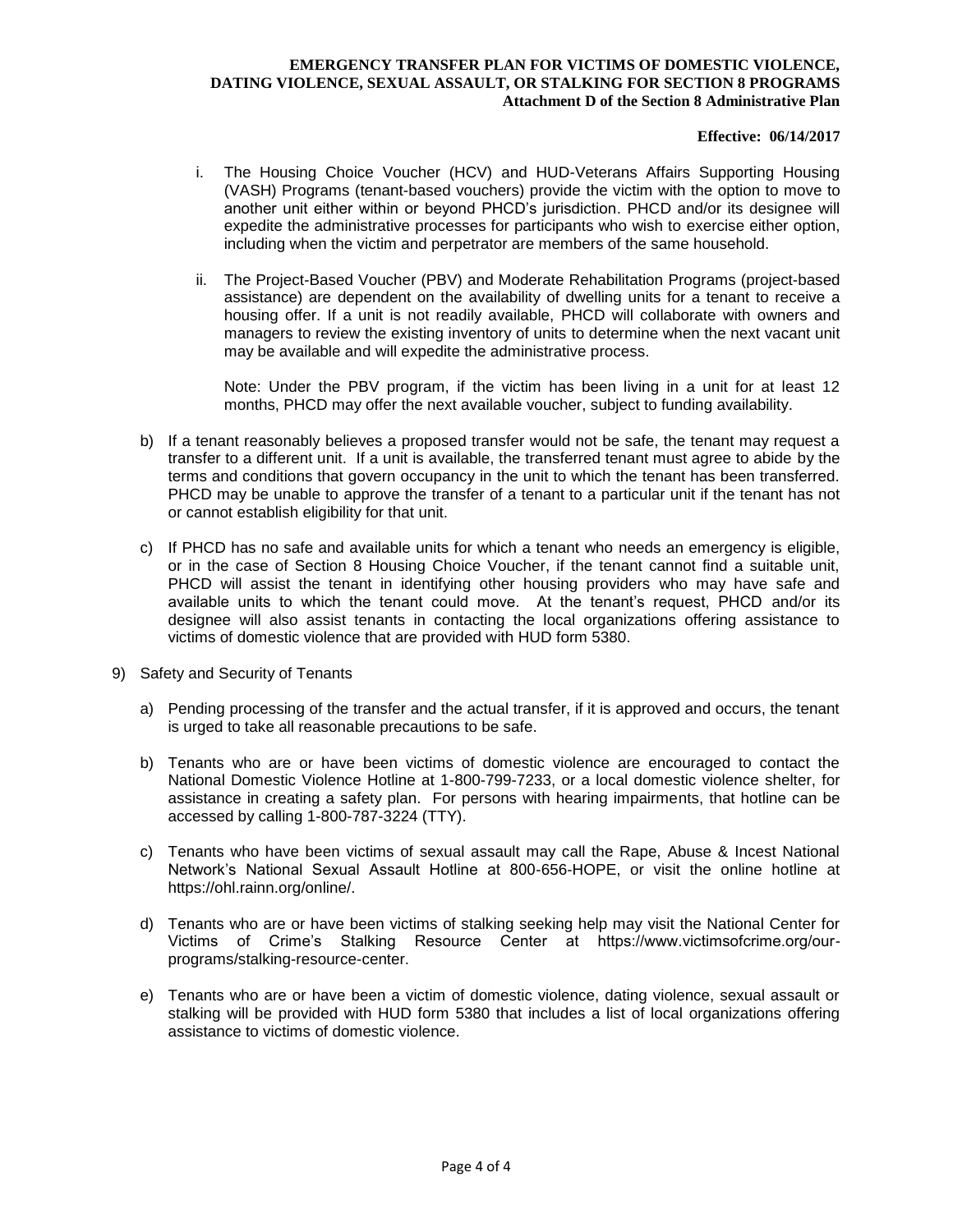i. The Housing Choice Voucher (HCV) and HUD-Veterans Affairs Supporting Housing (VASH) Programs (tenant-based vouchers) provide the victim with the option to move to another unit either within or beyond PHCD's jurisdiction. PHCD and/or its designee will expedite the administrative processes for participants who wish to exercise either option, including when the victim and perpetrator are members of the same household.

ii. The Project-Based Voucher (PBV) and Moderate Rehabilitation Programs (project-based assistance) are dependent on the availability of dwelling units for a tenant to receive a housing offer. If a unit is not readily available, PHCD will collaborate with owners and managers to review the existing inventory of units to determine when the next vacant unit may be available and will expedite the administrative process.

   Note: Under the PBV program, if the victim has been living in a unit for at least 12 months, PHCD may offer the next available voucher, subject to funding availability.

b) If a tenant reasonably believes a proposed transfer would not be safe, the tenant may request a transfer to a different unit. If a unit is available, the transferred tenant must agree to abide by the terms and conditions that govern occupancy in the unit to which the tenant has been transferred. PHCD may be unable to approve the transfer of a tenant to a particular unit if the tenant has not or cannot establish eligibility for that unit.

c) If PHCD has no safe and available units for which a tenant who needs an emergency is eligible, or in the case of Section 8 Housing Choice Voucher, if the tenant cannot find a suitable unit, PHCD will assist the tenant in identifying other housing providers who may have safe and available units to which the tenant could move. At the tenant's request, PHCD and/or its designee will also assist tenants in contacting the local organizations offering assistance to victims of domestic violence that are provided with HUD form 5380.

9) Safety and Security of Tenants

   a) Pending processing of the transfer and the actual transfer, if it is approved and occurs, the tenant is urged to take all reasonable precautions to be safe.

   b) Tenants who are or have been victims of domestic violence are encouraged to contact the National Domestic Violence Hotline at 1-800-799-7233, or a local domestic violence shelter, for assistance in creating a safety plan. For persons with hearing impairments, that hotline can be accessed by calling 1-800-787-3224 (TTY).

   c) Tenants who have been victims of sexual assault may call the Rape, Abuse & Incest National Network's National Sexual Assault Hotline at 800-656-HOPE, or visit the online hotline at https://ohl.rainn.org/online/.

   d) Tenants who are or have been victims of stalking seeking help may visit the National Center for Victims of Crime's Stalking Resource Center at https://www.victimsofcrime.org/our-programs/stalking-resource-center.

   e) Tenants who are or have been a victim of domestic violence, dating violence, sexual assault or stalking will be provided with HUD form 5380 that includes a list of local organizations offering assistance to victims of domestic violence.